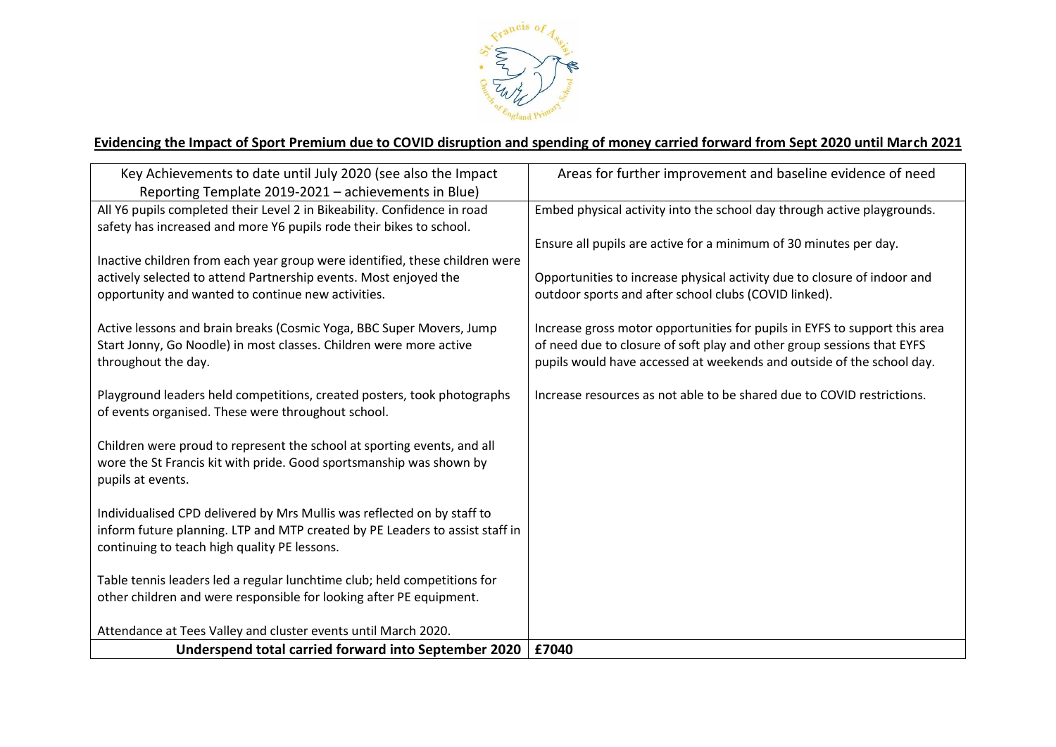**Evidencing the Impact of Sport Premium due to COVID disruption and spending of money carried forward from Sept 2020 until March 2021**

| Key Achievements to date until July 2020 (see also the Impact Reporting Template 2019-2021 – achievements in Blue) | Areas for further improvement and baseline evidence of need |
|---|---|
| All Y6 pupils completed their Level 2 in Bikeability. Confidence in road safety has increased and more Y6 pupils rode their bikes to school.<br><br>Inactive children from each year group were identified, these children were actively selected to attend Partnership events. Most enjoyed the opportunity and wanted to continue new activities.<br><br>Active lessons and brain breaks (Cosmic Yoga, BBC Super Movers, Jump Start Jonny, Go Noodle) in most classes. Children were more active throughout the day.<br><br>Playground leaders held competitions, created posters, took photographs of events organised. These were throughout school.<br><br>Children were proud to represent the school at sporting events, and all wore the St Francis kit with pride. Good sportsmanship was shown by pupils at events.<br><br>Individualised CPD delivered by Mrs Mullis was reflected on by staff to inform future planning. LTP and MTP created by PE Leaders to assist staff in continuing to teach high quality PE lessons.<br><br>Table tennis leaders led a regular lunchtime club; held competitions for other children and were responsible for looking after PE equipment.<br><br>Attendance at Tees Valley and cluster events until March 2020. | Embed physical activity into the school day through active playgrounds.<br><br>Ensure all pupils are active for a minimum of 30 minutes per day.<br><br>Opportunities to increase physical activity due to closure of indoor and outdoor sports and after school clubs (COVID linked).<br><br>Increase gross motor opportunities for pupils in EYFS to support this area of need due to closure of soft play and other group sessions that EYFS pupils would have accessed at weekends and outside of the school day.<br><br>Increase resources as not able to be shared due to COVID restrictions. |
| **Underspend total carried forward into September 2020** | **£7040** |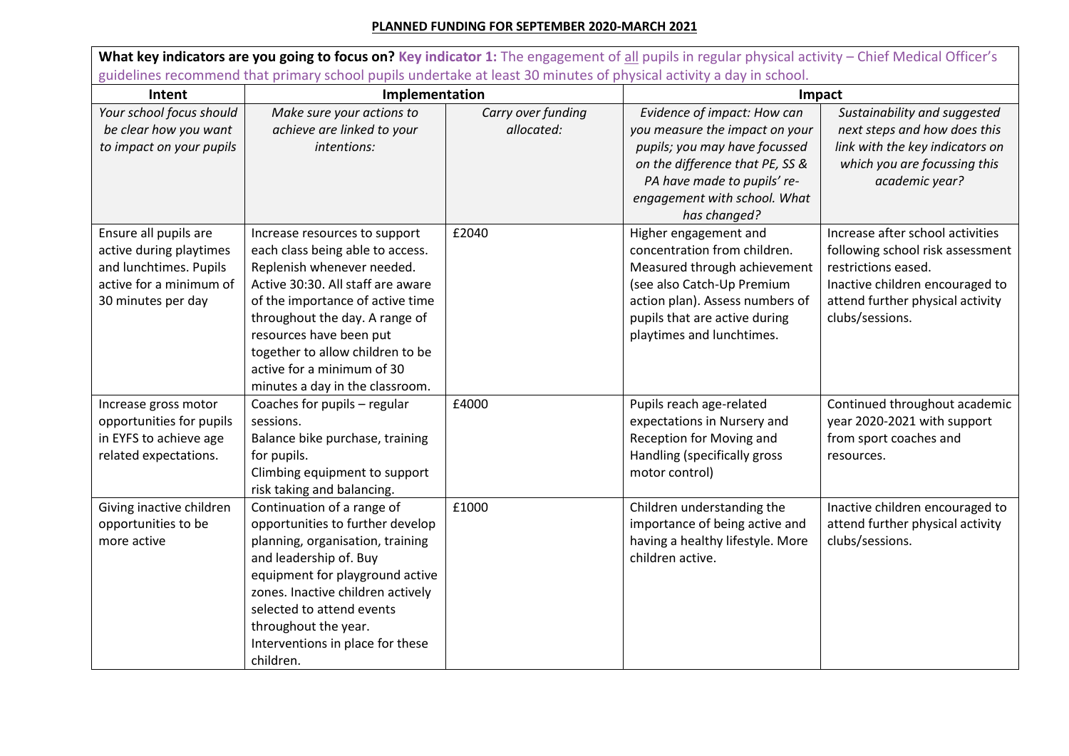**PLANNED FUNDING FOR SEPTEMBER 2020-MARCH 2021**

| **What key indicators are you going to focus on?** **Key indicator 1:** The engagement of all pupils in regular physical activity – Chief Medical Officer's guidelines recommend that primary school pupils undertake at least 30 minutes of physical activity a day in school. | | | | |
|---|---|---|---|---|
| **Intent** | **Implementation** | | **Impact** | |
| *Your school focus should be clear how you want to impact on your pupils* | *Make sure your actions to achieve are linked to your intentions:* | *Carry over funding allocated:* | *Evidence of impact: How can you measure the impact on your pupils; you may have focussed on the difference that PE, SS & PA have made to pupils' re-engagement with school. What has changed?* | *Sustainability and suggested next steps and how does this link with the key indicators on which you are focussing this academic year?* |
| Ensure all pupils are active during playtimes and lunchtimes. Pupils active for a minimum of 30 minutes per day | Increase resources to support each class being able to access. Replenish whenever needed. Active 30:30. All staff are aware of the importance of active time throughout the day. A range of resources have been put together to allow children to be active for a minimum of 30 minutes a day in the classroom. | £2040 | Higher engagement and concentration from children. Measured through achievement (see also Catch-Up Premium action plan). Assess numbers of pupils that are active during playtimes and lunchtimes. | Increase after school activities following school risk assessment restrictions eased. Inactive children encouraged to attend further physical activity clubs/sessions. |
| Increase gross motor opportunities for pupils in EYFS to achieve age related expectations. | Coaches for pupils – regular sessions. Balance bike purchase, training for pupils. Climbing equipment to support risk taking and balancing. | £4000 | Pupils reach age-related expectations in Nursery and Reception for Moving and Handling (specifically gross motor control) | Continued throughout academic year 2020-2021 with support from sport coaches and resources. |
| Giving inactive children opportunities to be more active | Continuation of a range of opportunities to further develop planning, organisation, training and leadership of. Buy equipment for playground active zones. Inactive children actively selected to attend events throughout the year. Interventions in place for these children. | £1000 | Children understanding the importance of being active and having a healthy lifestyle. More children active. | Inactive children encouraged to attend further physical activity clubs/sessions. |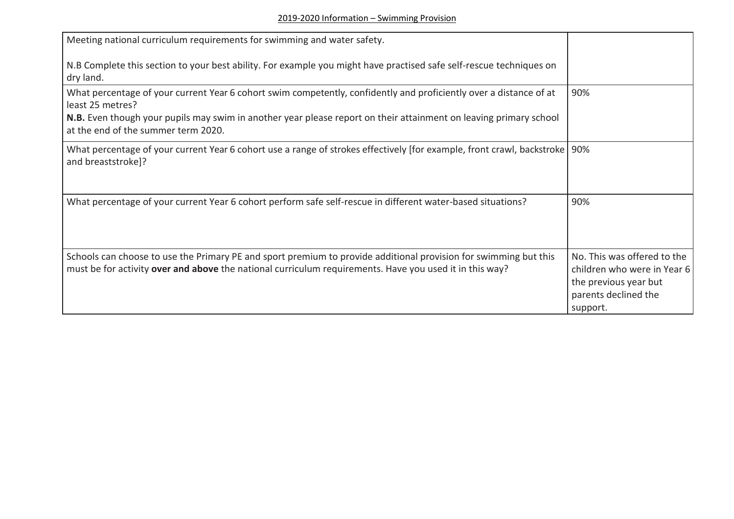2019-2020 Information – Swimming Provision

| | |
|---|---|
| Meeting national curriculum requirements for swimming and water safety.<br><br>N.B Complete this section to your best ability. For example you might have practised safe self-rescue techniques on dry land. | |
| What percentage of your current Year 6 cohort swim competently, confidently and proficiently over a distance of at least 25 metres?<br>**N.B.** Even though your pupils may swim in another year please report on their attainment on leaving primary school at the end of the summer term 2020. | 90% |
| What percentage of your current Year 6 cohort use a range of strokes effectively [for example, front crawl, backstroke and breaststroke]? | 90% |
| What percentage of your current Year 6 cohort perform safe self-rescue in different water-based situations? | 90% |
| Schools can choose to use the Primary PE and sport premium to provide additional provision for swimming but this must be for activity **over and above** the national curriculum requirements. Have you used it in this way? | No. This was offered to the children who were in Year 6 the previous year but parents declined the support. |